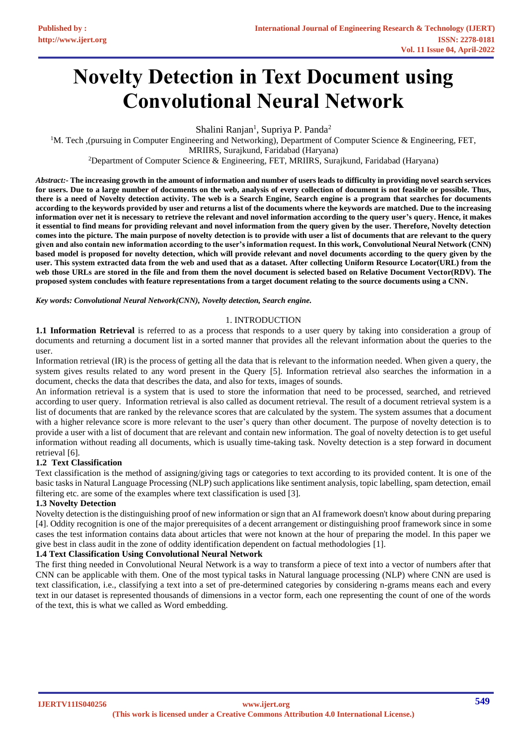# Novelty Detection in Text Document using Convolutional Neural Network

Shalini Ranjan[1], Supriya P. Panda[2]

[1]M. Tech ,(pursuing in Computer Engineering and Networking), Department of Computer Science & Engineering, FET, MRIIRS, Surajkund, Faridabad (Haryana)

[2]Department of Computer Science & Engineering, FET, MRIIRS, Surajkund, Faridabad (Haryana)

***Abstract:-*** **The increasing growth in the amount of information and number of users leads to difficulty in providing novel search services for users. Due to a large number of documents on the web, analysis of every collection of document is not feasible or possible. Thus, there is a need of Novelty detection activity. The web is a Search Engine, Search engine is a program that searches for documents according to the keywords provided by user and returns a list of the documents where the keywords are matched. Due to the increasing information over net it is necessary to retrieve the relevant and novel information according to the query user's query. Hence, it makes it essential to find means for providing relevant and novel information from the query given by the user. Therefore, Novelty detection comes into the picture. The main purpose of novelty detection is to provide with user a list of documents that are relevant to the query given and also contain new information according to the user's information request. In this work, Convolutional Neural Network (CNN) based model is proposed for novelty detection, which will provide relevant and novel documents according to the query given by the user. This system extracted data from the web and used that as a dataset. After collecting Uniform Resource Locator(URL) from the web those URLs are stored in the file and from them the novel document is selected based on Relative Document Vector(RDV). The proposed system concludes with feature representations from a target document relating to the source documents using a CNN.**

***Key words: Convolutional Neural Network(CNN), Novelty detection, Search engine.***

## 1. INTRODUCTION

**1.1 Information Retrieval** is referred to as a process that responds to a user query by taking into consideration a group of documents and returning a document list in a sorted manner that provides all the relevant information about the queries to the user.

Information retrieval (IR) is the process of getting all the data that is relevant to the information needed. When given a query, the system gives results related to any word present in the Query [5]. Information retrieval also searches the information in a document, checks the data that describes the data, and also for texts, images of sounds.

An information retrieval is a system that is used to store the information that need to be processed, searched, and retrieved according to user query. Information retrieval is also called as document retrieval. The result of a document retrieval system is a list of documents that are ranked by the relevance scores that are calculated by the system. The system assumes that a document with a higher relevance score is more relevant to the user's query than other document. The purpose of novelty detection is to provide a user with a list of documents that are relevant and contain new information. The goal of novelty detection is to get useful information without reading all documents, which is usually time-taking task. Novelty detection is a step forward in document retrieval [6].

### 1.2 Text Classification

Text classification is the method of assigning/giving tags or categories to text according to its provided content. It is one of the basic tasks in Natural Language Processing (NLP) such applications like sentiment analysis, topic labelling, spam detection, email filtering etc. are some of the examples where text classification is used [3].

### 1.3 Novelty Detection

Novelty detection is the distinguishing proof of new information or sign that an AI framework doesn't know about during preparing [4]. Oddity recognition is one of the major prerequisites of a decent arrangement or distinguishing proof framework since in some cases the test information contains data about articles that were not known at the hour of preparing the model. In this paper we give best in class audit in the zone of oddity identification dependent on factual methodologies [1].

### 1.4 Text Classification Using Convolutional Neural Network

The first thing needed in Convolutional Neural Network is a way to transform a piece of text into a vector of numbers after that CNN can be applicable with them. One of the most typical tasks in Natural language processing (NLP) where CNN are used is text classification, i.e., classifying a text into a set of pre-determined categories by considering n-grams means each and every text in our dataset is represented thousands of dimensions in a vector form, each one representing the count of one of the words of the text, this is what we called as Word embedding.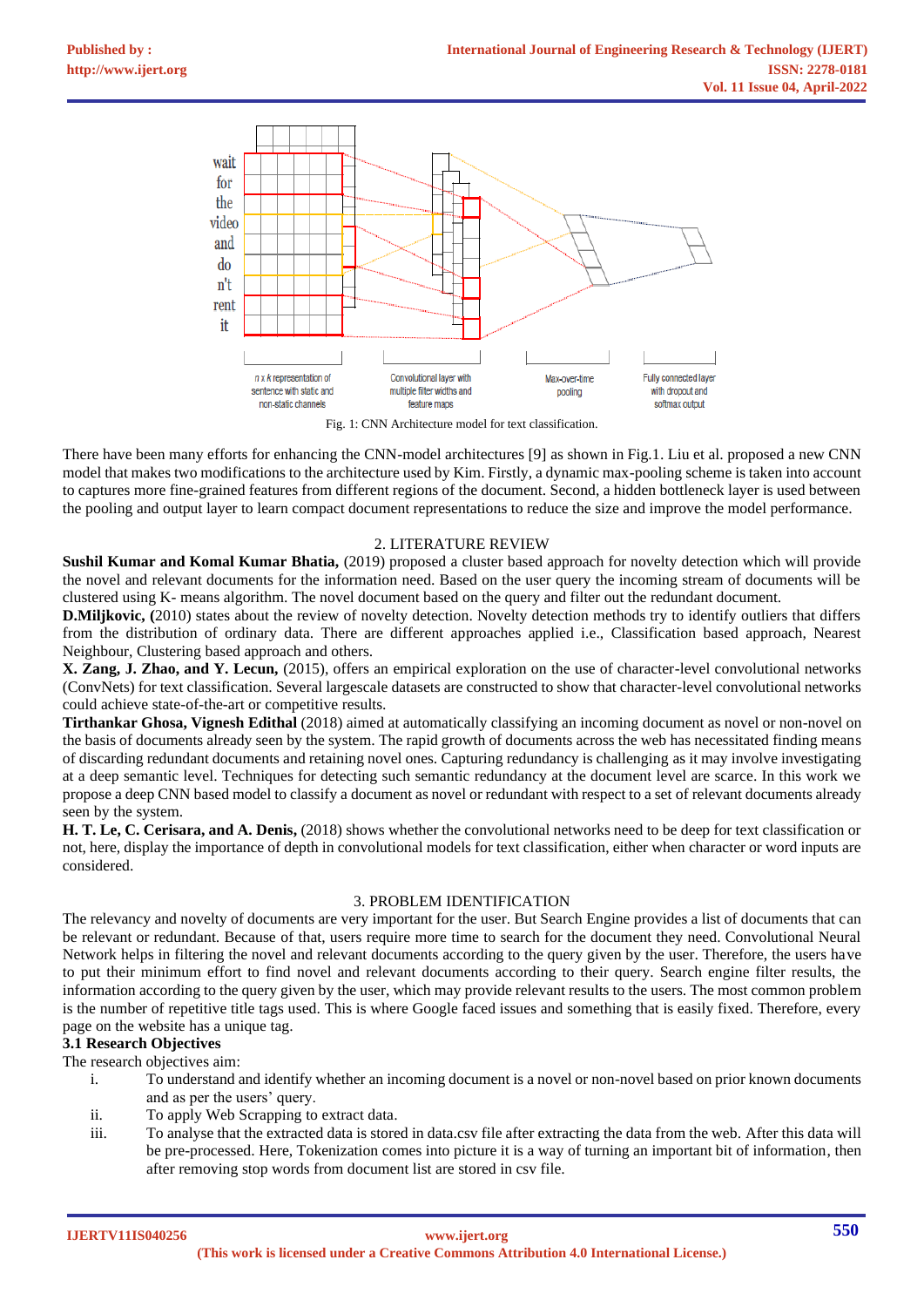Fig. 1: CNN Architecture model for text classification.

There have been many efforts for enhancing the CNN-model architectures [9] as shown in Fig.1. Liu et al. proposed a new CNN model that makes two modifications to the architecture used by Kim. Firstly, a dynamic max-pooling scheme is taken into account to captures more fine-grained features from different regions of the document. Second, a hidden bottleneck layer is used between the pooling and output layer to learn compact document representations to reduce the size and improve the model performance.

## 2. LITERATURE REVIEW

**Sushil Kumar and Komal Kumar Bhatia,** (2019) proposed a cluster based approach for novelty detection which will provide the novel and relevant documents for the information need. Based on the user query the incoming stream of documents will be clustered using K- means algorithm. The novel document based on the query and filter out the redundant document.

**D.Miljkovic, (**2010) states about the review of novelty detection. Novelty detection methods try to identify outliers that differs from the distribution of ordinary data. There are different approaches applied i.e., Classification based approach, Nearest Neighbour, Clustering based approach and others.

**X. Zang, J. Zhao, and Y. Lecun,** (2015), offers an empirical exploration on the use of character-level convolutional networks (ConvNets) for text classification. Several largescale datasets are constructed to show that character-level convolutional networks could achieve state-of-the-art or competitive results.

**Tirthankar Ghosa, Vignesh Edithal** (2018) aimed at automatically classifying an incoming document as novel or non-novel on the basis of documents already seen by the system. The rapid growth of documents across the web has necessitated finding means of discarding redundant documents and retaining novel ones. Capturing redundancy is challenging as it may involve investigating at a deep semantic level. Techniques for detecting such semantic redundancy at the document level are scarce. In this work we propose a deep CNN based model to classify a document as novel or redundant with respect to a set of relevant documents already seen by the system.

**H. T. Le, C. Cerisara, and A. Denis,** (2018) shows whether the convolutional networks need to be deep for text classification or not, here, display the importance of depth in convolutional models for text classification, either when character or word inputs are considered.

## 3. PROBLEM IDENTIFICATION

The relevancy and novelty of documents are very important for the user. But Search Engine provides a list of documents that can be relevant or redundant. Because of that, users require more time to search for the document they need. Convolutional Neural Network helps in filtering the novel and relevant documents according to the query given by the user. Therefore, the users have to put their minimum effort to find novel and relevant documents according to their query. Search engine filter results, the information according to the query given by the user, which may provide relevant results to the users. The most common problem is the number of repetitive title tags used. This is where Google faced issues and something that is easily fixed. Therefore, every page on the website has a unique tag.

### 3.1 Research Objectives

The research objectives aim:

i. To understand and identify whether an incoming document is a novel or non-novel based on prior known documents and as per the users' query.

ii. To apply Web Scrapping to extract data.

iii. To analyse that the extracted data is stored in data.csv file after extracting the data from the web. After this data will be pre-processed. Here, Tokenization comes into picture it is a way of turning an important bit of information, then after removing stop words from document list are stored in csv file.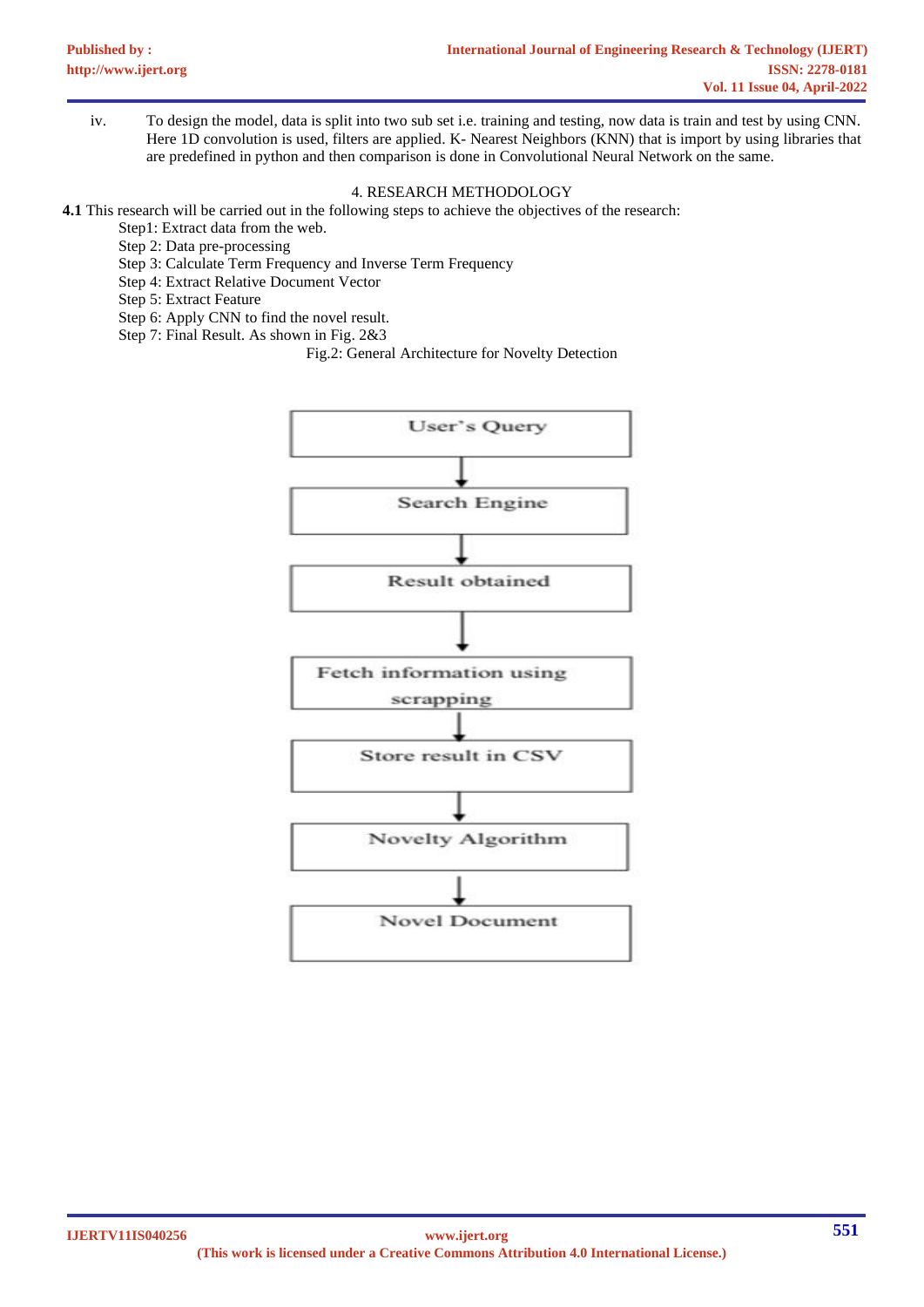iv. To design the model, data is split into two sub set i.e. training and testing, now data is train and test by using CNN. Here 1D convolution is used, filters are applied. K- Nearest Neighbors (KNN) that is import by using libraries that are predefined in python and then comparison is done in Convolutional Neural Network on the same.

## 4. RESEARCH METHODOLOGY

**4.1** This research will be carried out in the following steps to achieve the objectives of the research:

Step1: Extract data from the web.
Step 2: Data pre-processing
Step 3: Calculate Term Frequency and Inverse Term Frequency
Step 4: Extract Relative Document Vector
Step 5: Extract Feature
Step 6: Apply CNN to find the novel result.
Step 7: Final Result. As shown in Fig. 2&3

Fig.2: General Architecture for Novelty Detection

User's Query → Search Engine → Result obtained → Fetch information using scrapping → Store result in CSV → Novelty Algorithm → Novel Document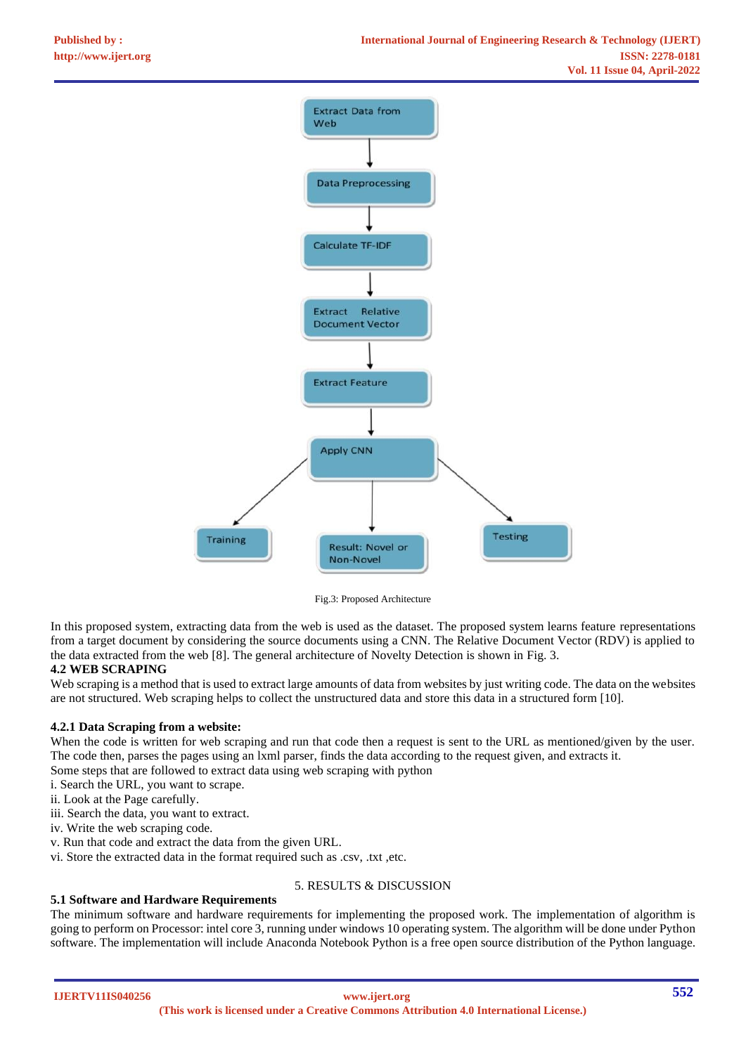Fig.3: Proposed Architecture

In this proposed system, extracting data from the web is used as the dataset. The proposed system learns feature representations from a target document by considering the source documents using a CNN. The Relative Document Vector (RDV) is applied to the data extracted from the web [8]. The general architecture of Novelty Detection is shown in Fig. 3.

### 4.2 WEB SCRAPING

Web scraping is a method that is used to extract large amounts of data from websites by just writing code. The data on the websites are not structured. Web scraping helps to collect the unstructured data and store this data in a structured form [10].

#### 4.2.1 Data Scraping from a website:

When the code is written for web scraping and run that code then a request is sent to the URL as mentioned/given by the user. The code then, parses the pages using an lxml parser, finds the data according to the request given, and extracts it.

Some steps that are followed to extract data using web scraping with python

i. Search the URL, you want to scrape.
ii. Look at the Page carefully.
iii. Search the data, you want to extract.
iv. Write the web scraping code.
v. Run that code and extract the data from the given URL.
vi. Store the extracted data in the format required such as .csv, .txt ,etc.

## 5. RESULTS & DISCUSSION

### 5.1 Software and Hardware Requirements

The minimum software and hardware requirements for implementing the proposed work. The implementation of algorithm is going to perform on Processor: intel core 3, running under windows 10 operating system. The algorithm will be done under Python software. The implementation will include Anaconda Notebook Python is a free open source distribution of the Python language.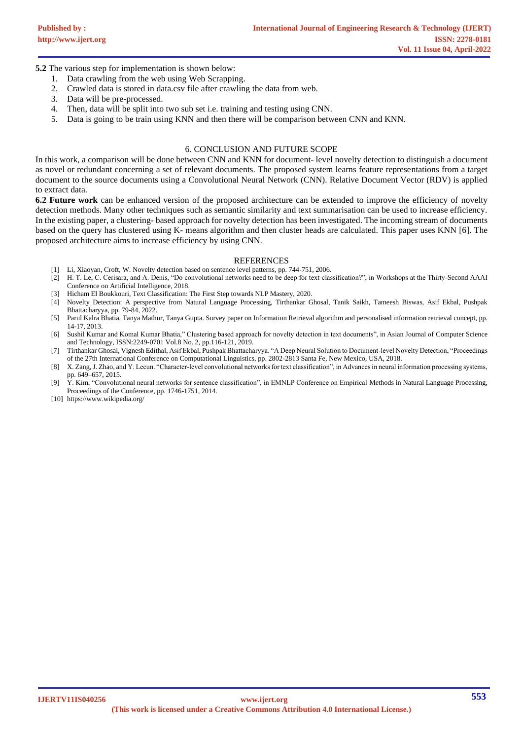**5.2** The various step for implementation is shown below:

1. Data crawling from the web using Web Scrapping.
2. Crawled data is stored in data.csv file after crawling the data from web.
3. Data will be pre-processed.
4. Then, data will be split into two sub set i.e. training and testing using CNN.
5. Data is going to be train using KNN and then there will be comparison between CNN and KNN.

## 6. CONCLUSION AND FUTURE SCOPE

In this work, a comparison will be done between CNN and KNN for document- level novelty detection to distinguish a document as novel or redundant concerning a set of relevant documents. The proposed system learns feature representations from a target document to the source documents using a Convolutional Neural Network (CNN). Relative Document Vector (RDV) is applied to extract data.

**6.2 Future work** can be enhanced version of the proposed architecture can be extended to improve the efficiency of novelty detection methods. Many other techniques such as semantic similarity and text summarisation can be used to increase efficiency. In the existing paper, a clustering- based approach for novelty detection has been investigated. The incoming stream of documents based on the query has clustered using K- means algorithm and then cluster heads are calculated. This paper uses KNN [6]. The proposed architecture aims to increase efficiency by using CNN.

## REFERENCES

[1] Li, Xiaoyan, Croft, W. Novelty detection based on sentence level patterns, pp. 744-751, 2006.

[2] H. T. Le, C. Cerisara, and A. Denis, "Do convolutional networks need to be deep for text classification?", in Workshops at the Thirty-Second AAAI Conference on Artificial Intelligence, 2018.

[3] Hicham El Boukkouri, Text Classification: The First Step towards NLP Mastery, 2020.

[4] Novelty Detection: A perspective from Natural Language Processing, Tirthankar Ghosal, Tanik Saikh, Tameesh Biswas, Asif Ekbal, Pushpak Bhattacharyya, pp. 79-84, 2022.

[5] Parul Kalra Bhatia, Tanya Mathur, Tanya Gupta. Survey paper on Information Retrieval algorithm and personalised information retrieval concept, pp. 14-17, 2013.

[6] Sushil Kumar and Komal Kumar Bhatia," Clustering based approach for novelty detection in text documents", in Asian Journal of Computer Science and Technology, ISSN:2249-0701 Vol.8 No. 2, pp.116-121, 2019.

[7] Tirthankar Ghosal, Vignesh Edithal, Asif Ekbal, Pushpak Bhattacharyya. "A Deep Neural Solution to Document-level Novelty Detection, "Proceedings of the 27th International Conference on Computational Linguistics, pp. 2802-2813 Santa Fe, New Mexico, USA, 2018.

[8] X. Zang, J. Zhao, and Y. Lecun. "Character-level convolutional networks for text classification", in Advances in neural information processing systems, pp. 649–657, 2015.

[9] Y. Kim, "Convolutional neural networks for sentence classification", in EMNLP Conference on Empirical Methods in Natural Language Processing, Proceedings of the Conference, pp. 1746-1751, 2014.

[10] https://www.wikipedia.org/